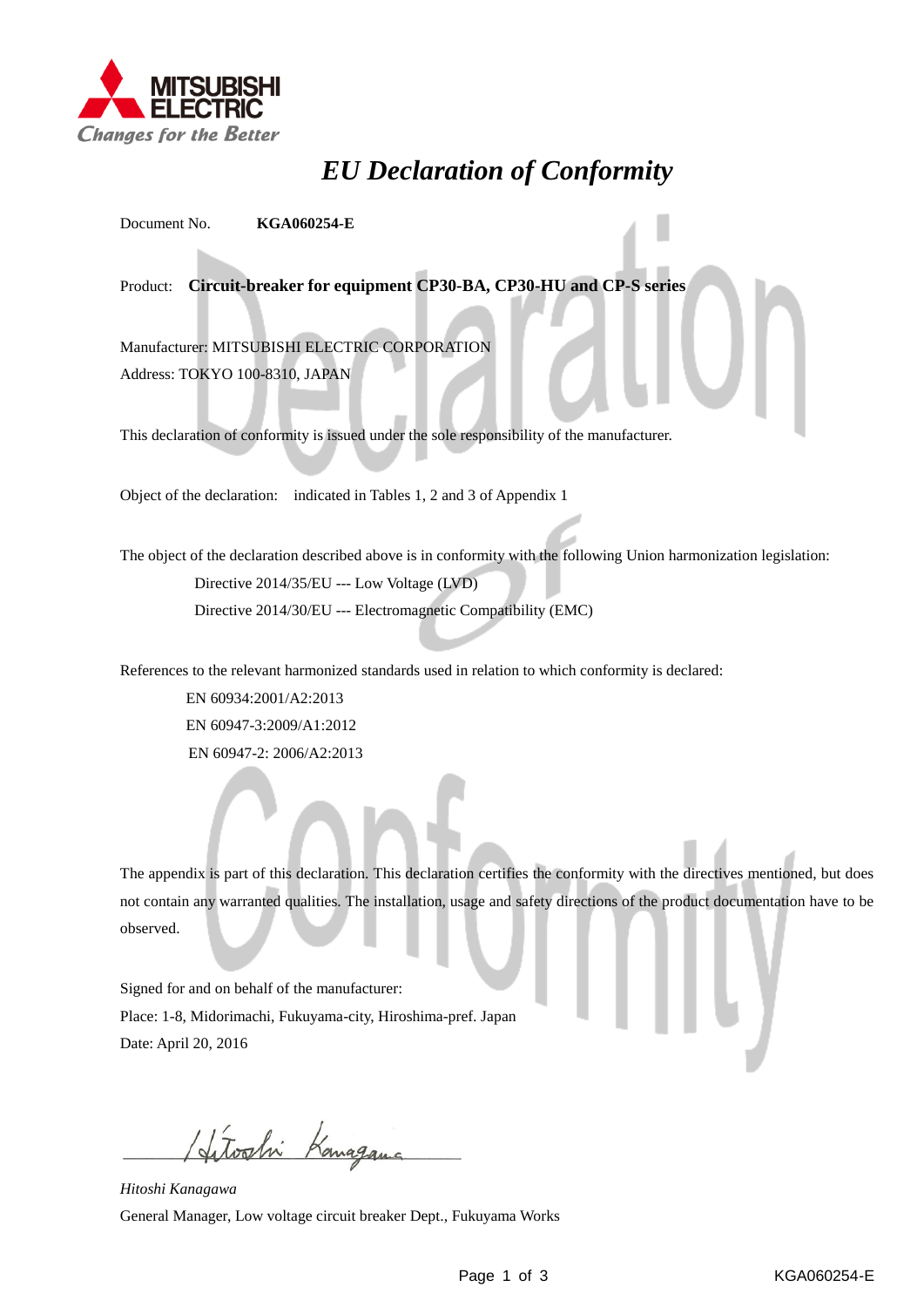MITSUBISHI ELECTRIC
*Changes for the Better*

# *EU Declaration of Conformity*

Document No. **KGA060254-E**

Product: **Circuit-breaker for equipment CP30-BA, CP30-HU and CP-S series**

Manufacturer: MITSUBISHI ELECTRIC CORPORATION
Address: TOKYO 100-8310, JAPAN

This declaration of conformity is issued under the sole responsibility of the manufacturer.

Object of the declaration: indicated in Tables 1, 2 and 3 of Appendix 1

The object of the declaration described above is in conformity with the following Union harmonization legislation:

Directive 2014/35/EU --- Low Voltage (LVD)
Directive 2014/30/EU --- Electromagnetic Compatibility (EMC)

References to the relevant harmonized standards used in relation to which conformity is declared:

EN 60934:2001/A2:2013
EN 60947-3:2009/A1:2012
EN 60947-2: 2006/A2:2013

The appendix is part of this declaration. This declaration certifies the conformity with the directives mentioned, but does not contain any warranted qualities. The installation, usage and safety directions of the product documentation have to be observed.

Signed for and on behalf of the manufacturer:
Place: 1-8, Midorimachi, Fukuyama-city, Hiroshima-pref. Japan
Date: April 20, 2016

*Hitoshi Kanagawa*
General Manager, Low voltage circuit breaker Dept., Fukuyama Works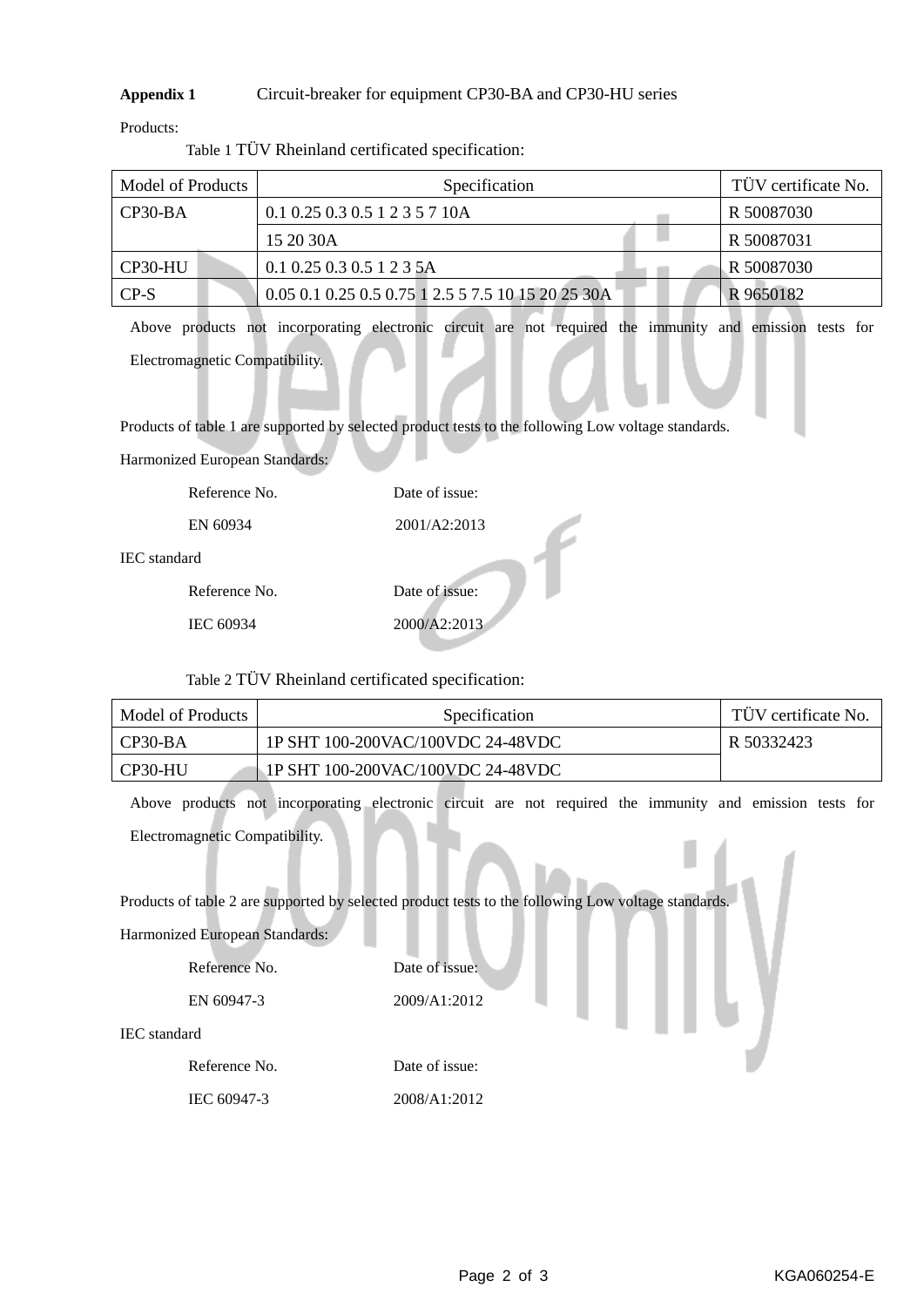**Appendix 1** Circuit-breaker for equipment CP30-BA and CP30-HU series

Products:

Table 1 TÜV Rheinland certificated specification:

| Model of Products | Specification | TÜV certificate No. |
|---|---|---|
| CP30-BA | 0.1 0.25 0.3 0.5 1 2 3 5 7 10A | R 50087030 |
| | 15 20 30A | R 50087031 |
| CP30-HU | 0.1 0.25 0.3 0.5 1 2 3 5A | R 50087030 |
| CP-S | 0.05 0.1 0.25 0.5 0.75 1 2.5 5 7.5 10 15 20 25 30A | R 9650182 |

Above products not incorporating electronic circuit are not required the immunity and emission tests for Electromagnetic Compatibility.

Products of table 1 are supported by selected product tests to the following Low voltage standards.

Harmonized European Standards:

| Reference No. | Date of issue: |
|---|---|
| EN 60934 | 2001/A2:2013 |

IEC standard

| Reference No. | Date of issue: |
|---|---|
| IEC 60934 | 2000/A2:2013 |

Table 2 TÜV Rheinland certificated specification:

| Model of Products | Specification | TÜV certificate No. |
|---|---|---|
| CP30-BA | 1P SHT 100-200VAC/100VDC 24-48VDC | R 50332423 |
| CP30-HU | 1P SHT 100-200VAC/100VDC 24-48VDC | |

Above products not incorporating electronic circuit are not required the immunity and emission tests for Electromagnetic Compatibility.

Products of table 2 are supported by selected product tests to the following Low voltage standards.

Harmonized European Standards:

| Reference No. | Date of issue: |
|---|---|
| EN 60947-3 | 2009/A1:2012 |

IEC standard

| Reference No. | Date of issue: |
|---|---|
| IEC 60947-3 | 2008/A1:2012 |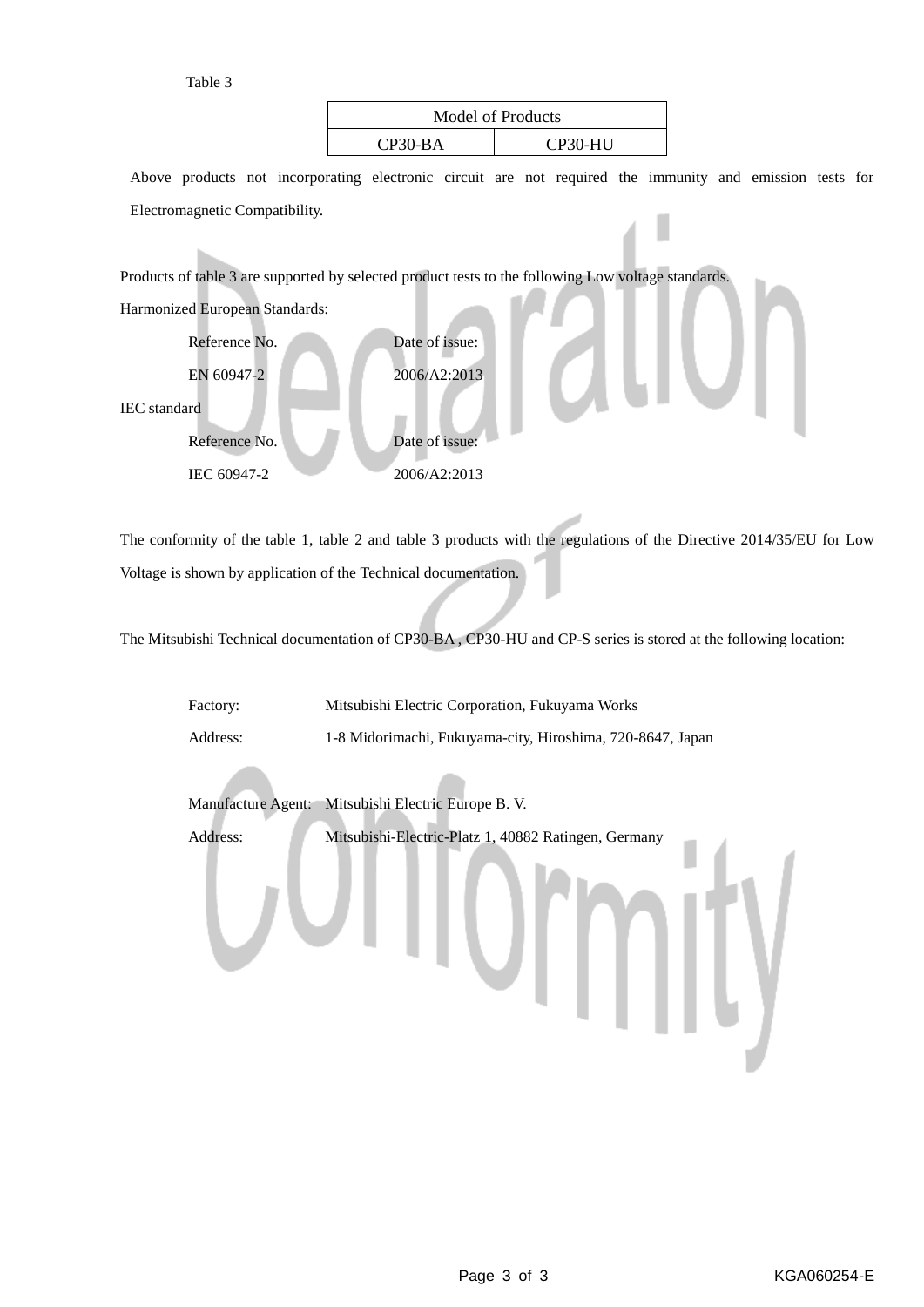Table 3

| Model of Products | |
| --- | --- |
| CP30-BA | CP30-HU |

Above products not incorporating electronic circuit are not required the immunity and emission tests for Electromagnetic Compatibility.

Products of table 3 are supported by selected product tests to the following Low voltage standards.

Harmonized European Standards:

| Reference No. | Date of issue: |
| --- | --- |
| EN 60947-2 | 2006/A2:2013 |

IEC standard

| Reference No. | Date of issue: |
| --- | --- |
| IEC 60947-2 | 2006/A2:2013 |

The conformity of the table 1, table 2 and table 3 products with the regulations of the Directive 2014/35/EU for Low Voltage is shown by application of the Technical documentation.

The Mitsubishi Technical documentation of CP30-BA , CP30-HU and CP-S series is stored at the following location:

Factory: Mitsubishi Electric Corporation, Fukuyama Works

Address: 1-8 Midorimachi, Fukuyama-city, Hiroshima, 720-8647, Japan

Manufacture Agent: Mitsubishi Electric Europe B. V.

Address: Mitsubishi-Electric-Platz 1, 40882 Ratingen, Germany

KGA060254-E